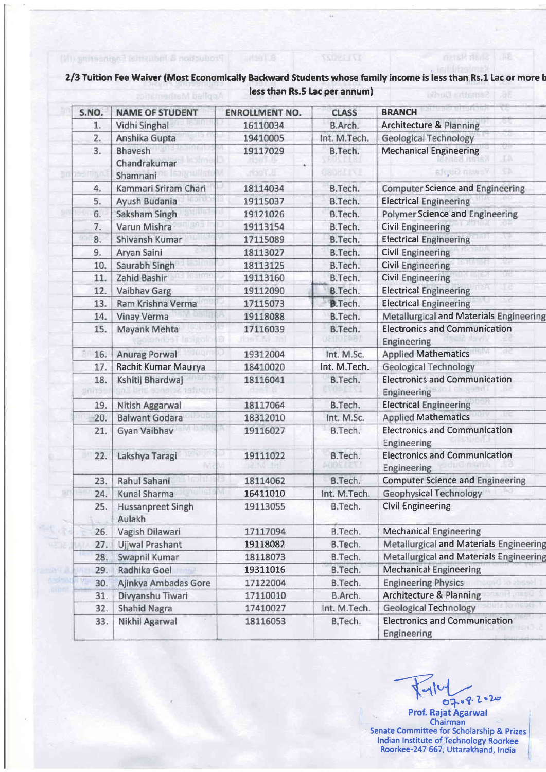**2/3 Tuition Fee Waiver (Most Economically Backward Students whose family income is less than Rs.1 Lac or more b less than Rs.5 Lac per annum)**

| S.NO. | NAME OF STUDENT | ENROLLMENT NO. | CLASS | BRANCH |
|---|---|---|---|---|
| 1. | Vidhi Singhal | 16110034 | B.Arch. | Architecture & Planning |
| 2. | Anshika Gupta | 19410005 | Int. M.Tech. | Geological Technology |
| 3. | Bhavesh Chandrakumar Shamnani | 19117029 | B.Tech. | Mechanical Engineering |
| 4. | Kammari Sriram Chari | 18114034 | B.Tech. | Computer Science and Engineering |
| 5. | Ayush Budania | 19115037 | B.Tech. | Electrical Engineering |
| 6. | Saksham Singh | 19121026 | B.Tech. | Polymer Science and Engineering |
| 7. | Varun Mishra | 19113154 | B.Tech. | Civil Engineering |
| 8. | Shivansh Kumar | 17115089 | B.Tech. | Electrical Engineering |
| 9. | Aryan Saini | 18113027 | B.Tech. | Civil Engineering |
| 10. | Saurabh Singh | 18113125 | B.Tech. | Civil Engineering |
| 11. | Zahid Bashir | 19113160 | B.Tech. | Civil Engineering |
| 12. | Vaibhav Garg | 19112090 | B.Tech. | Electrical Engineering |
| 13. | Ram Krishna Verma | 17115073 | B.Tech. | Electrical Engineering |
| 14. | Vinay Verma | 19118088 | B.Tech. | Metallurgical and Materials Engineering |
| 15. | Mayank Mehta | 17116039 | B.Tech. | Electronics and Communication Engineering |
| 16. | Anurag Porwal | 19312004 | Int. M.Sc. | Applied Mathematics |
| 17. | Rachit Kumar Maurya | 18410020 | Int. M.Tech. | Geological Technology |
| 18. | Kshitij Bhardwaj | 18116041 | B.Tech. | Electronics and Communication Engineering |
| 19. | Nitish Aggarwal | 18117064 | B.Tech. | Electrical Engineering |
| 20. | Balwant Godara | 18312010 | Int. M.Sc. | Applied Mathematics |
| 21. | Gyan Vaibhav | 19116027 | B.Tech. | Electronics and Communication Engineering |
| 22. | Lakshya Taragi | 19111022 | B.Tech. | Electronics and Communication Engineering |
| 23. | Rahul Sahani | 18114062 | B.Tech. | Computer Science and Engineering |
| 24. | Kunal Sharma | 16411010 | Int. M.Tech. | Geophysical Technology |
| 25. | Hussanpreet Singh Aulakh | 19113055 | B.Tech. | Civil Engineering |
| 26. | Vagish Dilawari | 17117094 | B.Tech. | Mechanical Engineering |
| 27. | Ujjwal Prashant | 19118082 | B.Tech. | Metallurgical and Materials Engineering |
| 28. | Swapnil Kumar | 18118073 | B.Tech. | Metallurgical and Materials Engineering |
| 29. | Radhika Goel | 19311016 | B.Tech. | Mechanical Engineering |
| 30. | Ajinkya Ambadas Gore | 17122004 | B.Tech. | Engineering Physics |
| 31. | Divyanshu Tiwari | 17110010 | B.Arch. | Architecture & Planning |
| 32. | Shahid Nagra | 17410027 | Int. M.Tech. | Geological Technology |
| 33. | Nikhil Agarwal | 18116053 | B,Tech. | Electronics and Communication Engineering |

07.08.2020

**Prof. Rajat Agarwal**
Chairman
Senate Committee for Scholarship & Prizes
Indian Institute of Technology Roorkee
Roorkee-247 667, Uttarakhand, India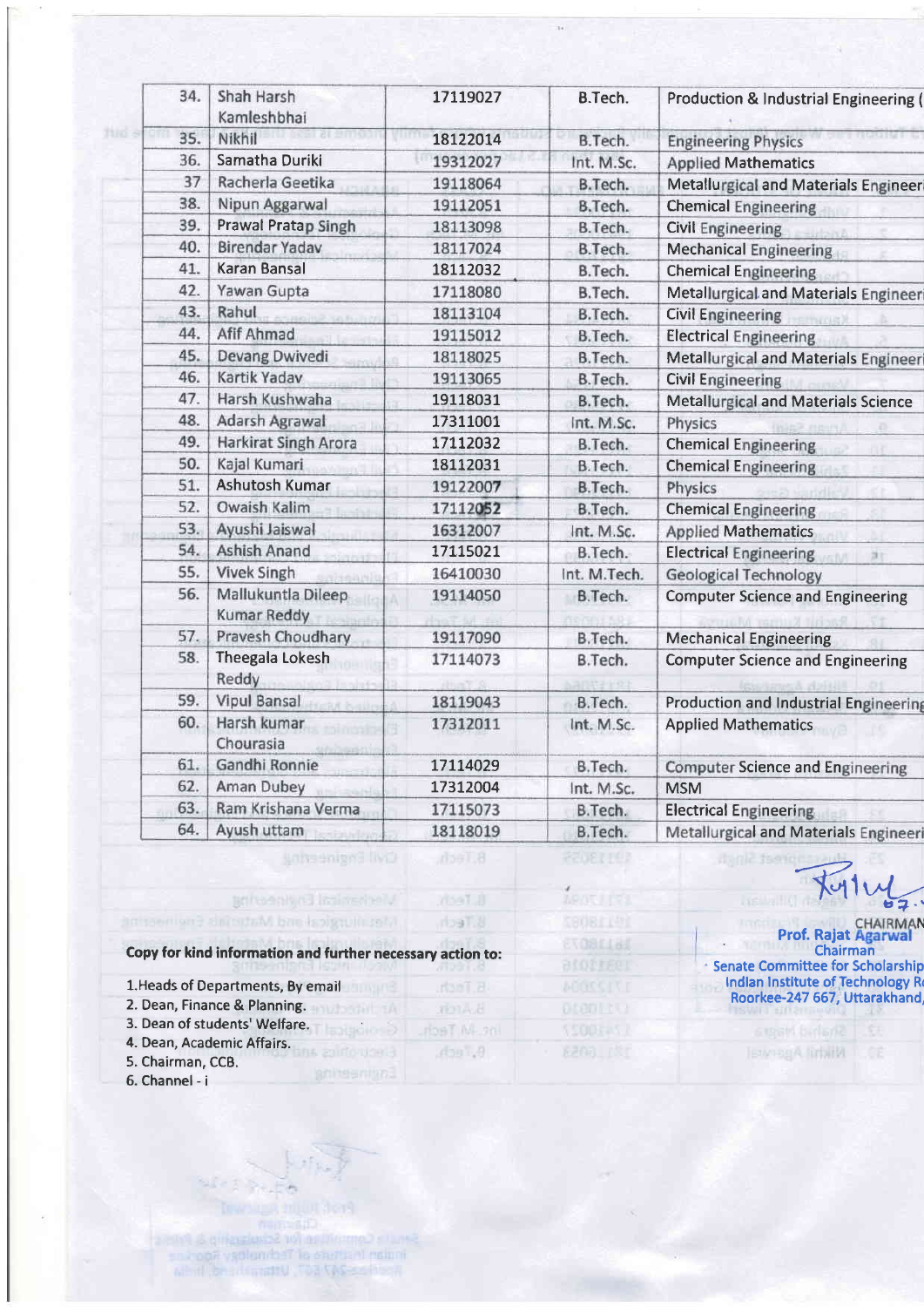| | | | | |
|---|---|---|---|---|
| 34. | Shah Harsh Kamleshbhai | 17119027 | B.Tech. | Production & Industrial Engineering ( |
| 35. | Nikhil | 18122014 | B.Tech. | Engineering Physics |
| 36. | Samatha Duriki | 19312027 | Int. M.Sc. | Applied Mathematics |
| 37 | Racherla Geetika | 19118064 | B.Tech. | Metallurgical and Materials Engineer |
| 38. | Nipun Aggarwal | 19112051 | B.Tech. | Chemical Engineering |
| 39. | Prawal Pratap Singh | 18113098 | B.Tech. | Civil Engineering |
| 40. | Birendar Yadav | 18117024 | B.Tech. | Mechanical Engineering |
| 41. | Karan Bansal | 18112032 | B.Tech. | Chemical Engineering |
| 42. | Yawan Gupta | 17118080 | B.Tech. | Metallurgical and Materials Engineer |
| 43. | Rahul | 18113104 | B.Tech. | Civil Engineering |
| 44. | Afif Ahmad | 19115012 | B.Tech. | Electrical Engineering |
| 45. | Devang Dwivedi | 18118025 | B.Tech. | Metallurgical and Materials Engineer |
| 46. | Kartik Yadav | 19113065 | B.Tech. | Civil Engineering |
| 47. | Harsh Kushwaha | 19118031 | B.Tech. | Metallurgical and Materials Science |
| 48. | Adarsh Agrawal | 17311001 | Int. M.Sc. | Physics |
| 49. | Harkirat Singh Arora | 17112032 | B.Tech. | Chemical Engineering |
| 50. | Kajal Kumari | 18112031 | B.Tech. | Chemical Engineering |
| 51. | Ashutosh Kumar | 19122007 | B.Tech. | Physics |
| 52. | Owaish Kalim | 17112052 | B.Tech. | Chemical Engineering |
| 53. | Ayushi Jaiswal | 16312007 | Int. M.Sc. | Applied Mathematics |
| 54. | Ashish Anand | 17115021 | B.Tech. | Electrical Engineering |
| 55. | Vivek Singh | 16410030 | Int. M.Tech. | Geological Technology |
| 56. | Mallukuntla Dileep Kumar Reddy | 19114050 | B.Tech. | Computer Science and Engineering |
| 57. | Pravesh Choudhary | 19117090 | B.Tech. | Mechanical Engineering |
| 58. | Theegala Lokesh Reddy | 17114073 | B.Tech. | Computer Science and Engineering |
| 59. | Vipul Bansal | 18119043 | B.Tech. | Production and Industrial Engineering |
| 60. | Harsh kumar Chourasia | 17312011 | Int. M.Sc. | Applied Mathematics |
| 61. | Gandhi Ronnie | 17114029 | B.Tech. | Computer Science and Engineering |
| 62. | Aman Dubey | 17312004 | Int. M.Sc. | MSM |
| 63. | Ram Krishana Verma | 17115073 | B.Tech. | Electrical Engineering |
| 64. | Ayush uttam | 18118019 | B.Tech. | Metallurgical and Materials Engineer |

CHAIRMAN
**Prof. Rajat Agarwal**
Chairman
Senate Committee for Scholarship
Indian Institute of Technology Ro
Roorkee-247 667, Uttarakhand,

**Copy for kind information and further necessary action to:**

1. Heads of Departments, By email
2. Dean, Finance & Planning.
3. Dean of students' Welfare.
4. Dean, Academic Affairs.
5. Chairman, CCB.
6. Channel - i